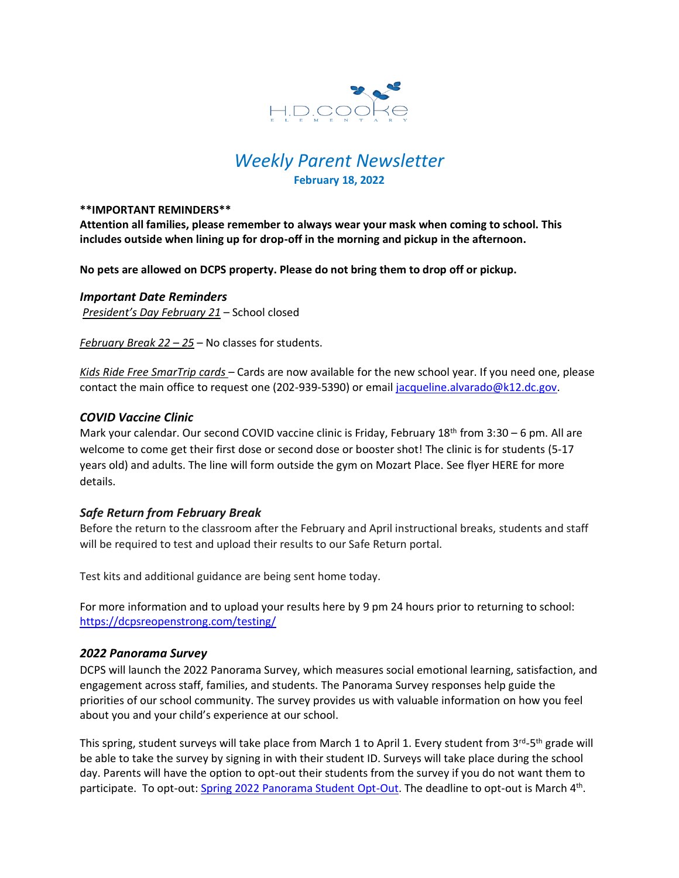H.D. COOKE ELEMENTARY

# *Weekly Parent Newsletter*

**February 18, 2022**

****IMPORTANT REMINDERS****

**Attention all families, please remember to always wear your mask when coming to school. This includes outside when lining up for drop-off in the morning and pickup in the afternoon.**

**No pets are allowed on DCPS property. Please do not bring them to drop off or pickup.**

### *Important Date Reminders*

*President's Day February 21* – School closed

*February Break 22 – 25* – No classes for students.

*Kids Ride Free SmarTrip cards* – Cards are now available for the new school year. If you need one, please contact the main office to request one (202-939-5390) or email jacqueline.alvarado@k12.dc.gov.

### *COVID Vaccine Clinic*

Mark your calendar. Our second COVID vaccine clinic is Friday, February 18th from 3:30 – 6 pm. All are welcome to come get their first dose or second dose or booster shot! The clinic is for students (5-17 years old) and adults. The line will form outside the gym on Mozart Place. See flyer HERE for more details.

### *Safe Return from February Break*

Before the return to the classroom after the February and April instructional breaks, students and staff will be required to test and upload their results to our Safe Return portal.

Test kits and additional guidance are being sent home today.

For more information and to upload your results here by 9 pm 24 hours prior to returning to school: https://dcpsreopenstrong.com/testing/

### *2022 Panorama Survey*

DCPS will launch the 2022 Panorama Survey, which measures social emotional learning, satisfaction, and engagement across staff, families, and students. The Panorama Survey responses help guide the priorities of our school community. The survey provides us with valuable information on how you feel about you and your child's experience at our school.

This spring, student surveys will take place from March 1 to April 1. Every student from 3rd-5th grade will be able to take the survey by signing in with their student ID. Surveys will take place during the school day. Parents will have the option to opt-out their students from the survey if you do not want them to participate. To opt-out: Spring 2022 Panorama Student Opt-Out. The deadline to opt-out is March 4th.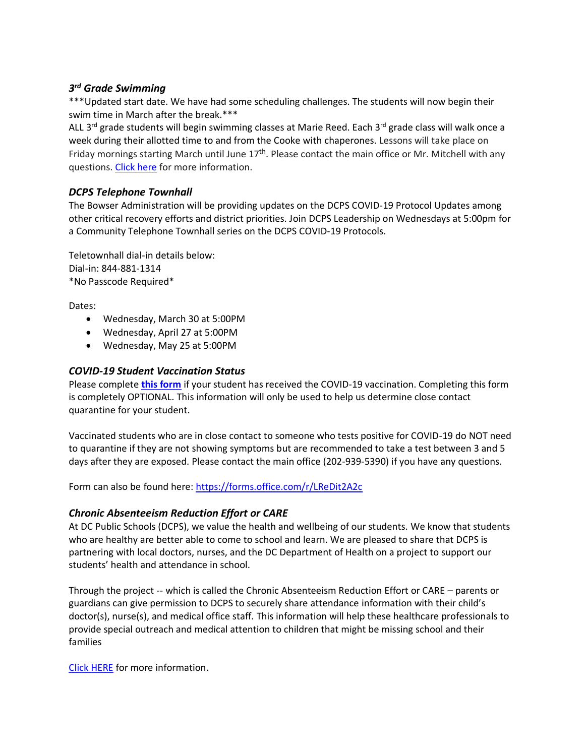### *3rd Grade Swimming*

\*\*\*Updated start date. We have had some scheduling challenges. The students will now begin their swim time in March after the break.\*\*\*

ALL 3rd grade students will begin swimming classes at Marie Reed. Each 3rd grade class will walk once a week during their allotted time to and from the Cooke with chaperones. Lessons will take place on Friday mornings starting March until June 17th. Please contact the main office or Mr. Mitchell with any questions. [Click here]() for more information.

### *DCPS Telephone Townhall*

The Bowser Administration will be providing updates on the DCPS COVID-19 Protocol Updates among other critical recovery efforts and district priorities. Join DCPS Leadership on Wednesdays at 5:00pm for a Community Telephone Townhall series on the DCPS COVID-19 Protocols.

Teletownhall dial-in details below:
Dial-in: 844-881-1314
*No Passcode Required*

Dates:

- Wednesday, March 30 at 5:00PM
- Wednesday, April 27 at 5:00PM
- Wednesday, May 25 at 5:00PM

### *COVID-19 Student Vaccination Status*

Please complete [**this form**]() if your student has received the COVID-19 vaccination. Completing this form is completely OPTIONAL. This information will only be used to help us determine close contact quarantine for your student.

Vaccinated students who are in close contact to someone who tests positive for COVID-19 do NOT need to quarantine if they are not showing symptoms but are recommended to take a test between 3 and 5 days after they are exposed. Please contact the main office (202-939-5390) if you have any questions.

Form can also be found here: [https://forms.office.com/r/LReDit2A2c](https://forms.office.com/r/LReDit2A2c)

### *Chronic Absenteeism Reduction Effort or CARE*

At DC Public Schools (DCPS), we value the health and wellbeing of our students. We know that students who are healthy are better able to come to school and learn. We are pleased to share that DCPS is partnering with local doctors, nurses, and the DC Department of Health on a project to support our students' health and attendance in school.

Through the project -- which is called the Chronic Absenteeism Reduction Effort or CARE – parents or guardians can give permission to DCPS to securely share attendance information with their child's doctor(s), nurse(s), and medical office staff. This information will help these healthcare professionals to provide special outreach and medical attention to children that might be missing school and their families

[Click HERE]() for more information.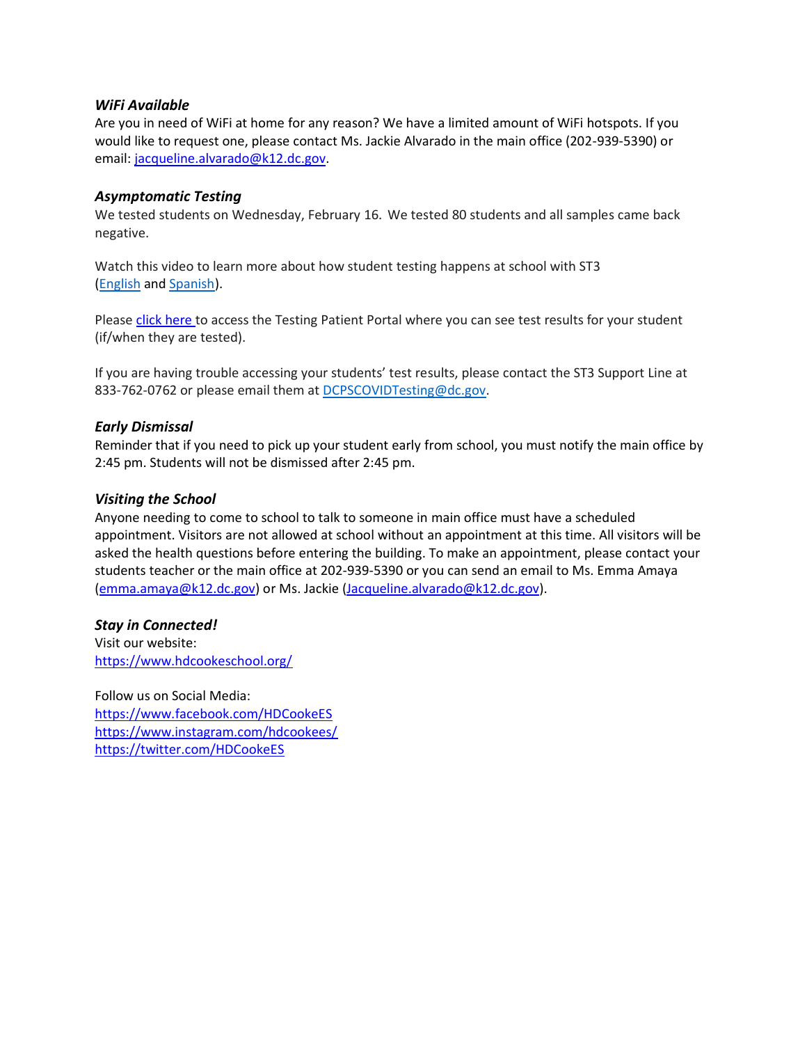### *WiFi Available*

Are you in need of WiFi at home for any reason? We have a limited amount of WiFi hotspots. If you would like to request one, please contact Ms. Jackie Alvarado in the main office (202-939-5390) or email: [jacqueline.alvarado@k12.dc.gov](mailto:jacqueline.alvarado@k12.dc.gov).

### *Asymptomatic Testing*

We tested students on Wednesday, February 16. We tested 80 students and all samples came back negative.

Watch this video to learn more about how student testing happens at school with ST3 (English and Spanish).

Please click here to access the Testing Patient Portal where you can see test results for your student (if/when they are tested).

If you are having trouble accessing your students' test results, please contact the ST3 Support Line at 833-762-0762 or please email them at [DCPSCOVIDTesting@dc.gov](mailto:DCPSCOVIDTesting@dc.gov).

### *Early Dismissal*

Reminder that if you need to pick up your student early from school, you must notify the main office by 2:45 pm. Students will not be dismissed after 2:45 pm.

### *Visiting the School*

Anyone needing to come to school to talk to someone in main office must have a scheduled appointment. Visitors are not allowed at school without an appointment at this time. All visitors will be asked the health questions before entering the building. To make an appointment, please contact your students teacher or the main office at 202-939-5390 or you can send an email to Ms. Emma Amaya ([emma.amaya@k12.dc.gov](mailto:emma.amaya@k12.dc.gov)) or Ms. Jackie ([Jacqueline.alvarado@k12.dc.gov](mailto:Jacqueline.alvarado@k12.dc.gov)).

### *Stay in Connected!*

Visit our website:
https://www.hdcookeschool.org/

Follow us on Social Media:
https://www.facebook.com/HDCookeES
https://www.instagram.com/hdcookees/
https://twitter.com/HDCookeES